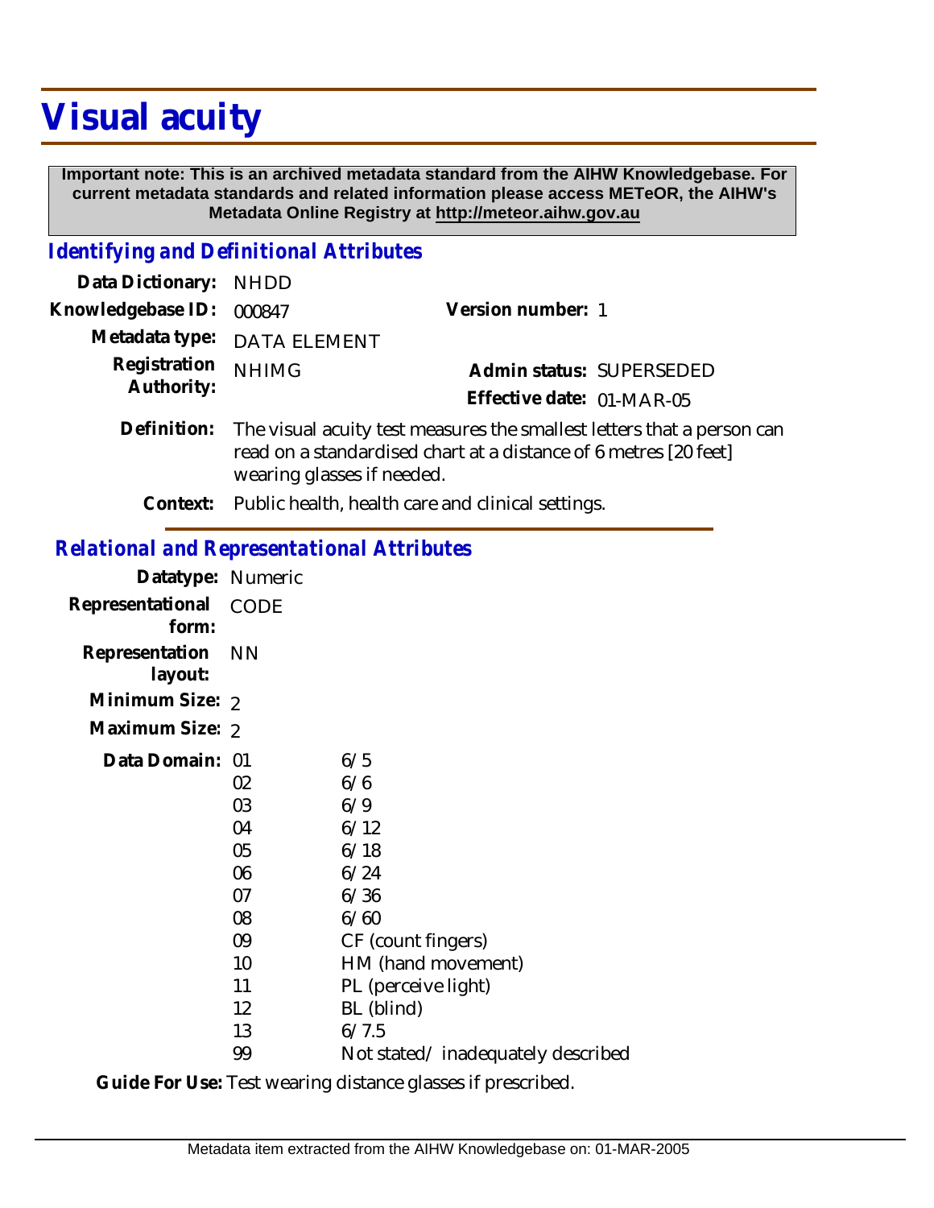# Visual acuity

**Important note: This is an archived metadata standard from the AIHW Knowledgebase. For current metadata standards and related information please access METeOR, the AIHW's Metadata Online Registry at http://meteor.aihw.gov.au**

## *Identifying and Definitional Attributes*

**Data Dictionary:** NHDD

**Knowledgebase ID:** 000847

**Version number:** 1

**Metadata type:** DATA ELEMENT

**Registration Authority:** NHIMG

**Admin status:** SUPERSEDED

**Effective date:** 01-MAR-05

**Definition:** The visual acuity test measures the smallest letters that a person can read on a standardised chart at a distance of 6 metres [20 feet] wearing glasses if needed.

**Context:** Public health, health care and clinical settings.

## *Relational and Representational Attributes*

**Datatype:** Numeric

**Representational form:** CODE

**Representation layout:** NN

**Minimum Size:** 2

**Maximum Size:** 2

**Data Domain:**

| Code | Value |
|---|---|
| 01 | 6/5 |
| 02 | 6/6 |
| 03 | 6/9 |
| 04 | 6/12 |
| 05 | 6/18 |
| 06 | 6/24 |
| 07 | 6/36 |
| 08 | 6/60 |
| 09 | CF (count fingers) |
| 10 | HM (hand movement) |
| 11 | PL (perceive light) |
| 12 | BL (blind) |
| 13 | 6/7.5 |
| 99 | Not stated/ inadequately described |

**Guide For Use:** Test wearing distance glasses if prescribed.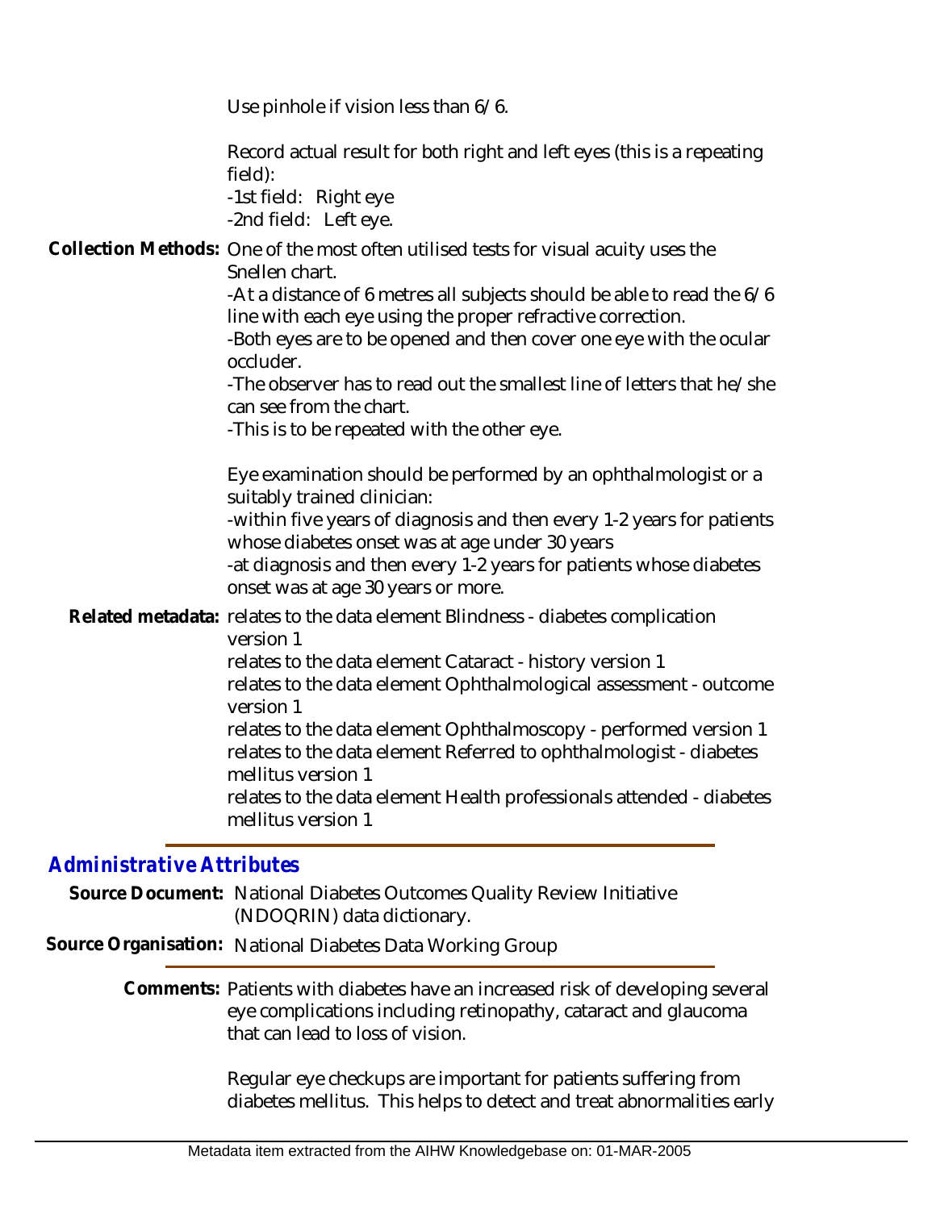Use pinhole if vision less than 6/6.

Record actual result for both right and left eyes (this is a repeating field):
-1st field: Right eye
-2nd field: Left eye.

**Collection Methods:** One of the most often utilised tests for visual acuity uses the Snellen chart.
-At a distance of 6 metres all subjects should be able to read the 6/6 line with each eye using the proper refractive correction.
-Both eyes are to be opened and then cover one eye with the ocular occluder.
-The observer has to read out the smallest line of letters that he/she can see from the chart.
-This is to be repeated with the other eye.

Eye examination should be performed by an ophthalmologist or a suitably trained clinician:
-within five years of diagnosis and then every 1-2 years for patients whose diabetes onset was at age under 30 years
-at diagnosis and then every 1-2 years for patients whose diabetes onset was at age 30 years or more.

**Related metadata:** relates to the data element Blindness - diabetes complication version 1
relates to the data element Cataract - history version 1
relates to the data element Ophthalmological assessment - outcome version 1
relates to the data element Ophthalmoscopy - performed version 1
relates to the data element Referred to ophthalmologist - diabetes mellitus version 1
relates to the data element Health professionals attended - diabetes mellitus version 1

## *Administrative Attributes*

**Source Document:** National Diabetes Outcomes Quality Review Initiative (NDOQRIN) data dictionary.

**Source Organisation:** National Diabetes Data Working Group

**Comments:** Patients with diabetes have an increased risk of developing several eye complications including retinopathy, cataract and glaucoma that can lead to loss of vision.

Regular eye checkups are important for patients suffering from diabetes mellitus. This helps to detect and treat abnormalities early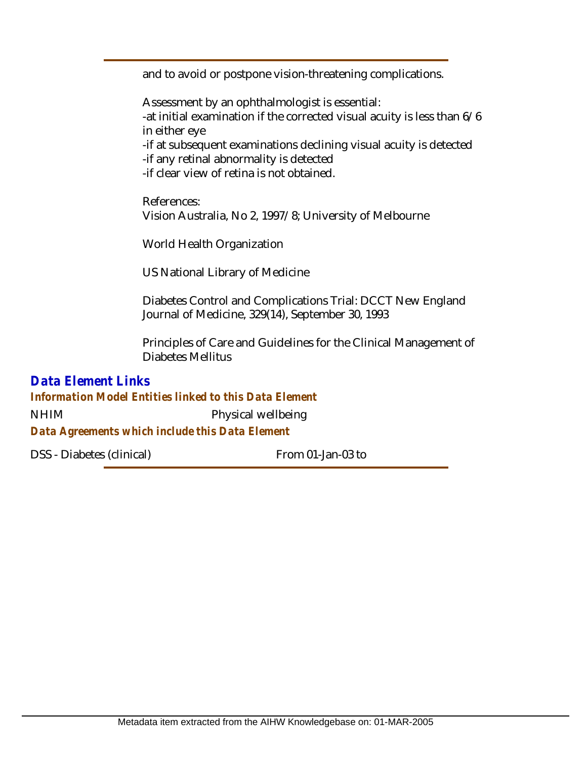and to avoid or postpone vision-threatening complications.

Assessment by an ophthalmologist is essential:
-at initial examination if the corrected visual acuity is less than 6/6 in either eye
-if at subsequent examinations declining visual acuity is detected
-if any retinal abnormality is detected
-if clear view of retina is not obtained.

References:
Vision Australia, No 2, 1997/8; University of Melbourne

World Health Organization

US National Library of Medicine

Diabetes Control and Complications Trial: DCCT New England Journal of Medicine, 329(14), September 30, 1993

Principles of Care and Guidelines for the Clinical Management of Diabetes Mellitus

## Data Element Links

### Information Model Entities linked to this Data Element

| | |
|---|---|
| NHIM | Physical wellbeing |

### Data Agreements which include this Data Element

| | |
|---|---|
| DSS - Diabetes (clinical) | From 01-Jan-03 to |

Metadata item extracted from the AIHW Knowledgebase on: 01-MAR-2005